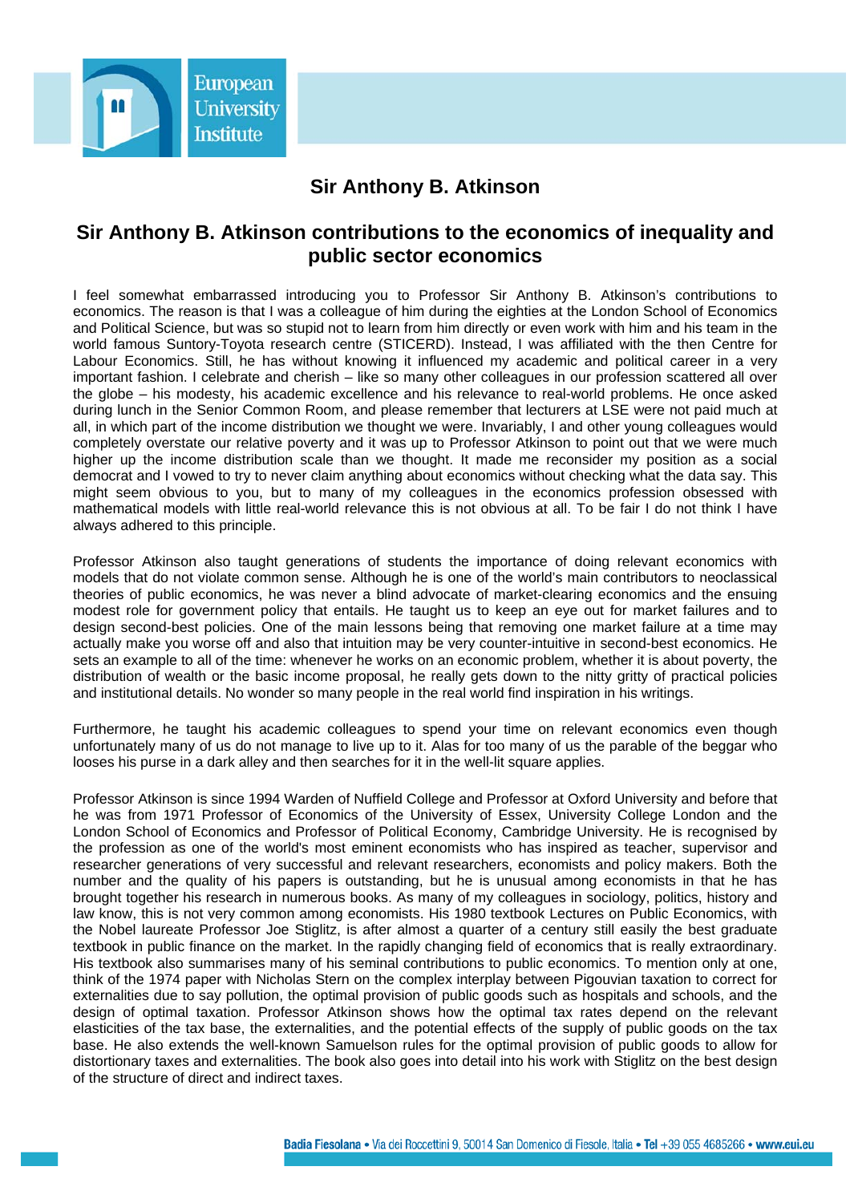# Sir Anthony B. Atkinson

## Sir Anthony B. Atkinson contributions to the economics of inequality and public sector economics

I feel somewhat embarrassed introducing you to Professor Sir Anthony B. Atkinson's contributions to economics. The reason is that I was a colleague of him during the eighties at the London School of Economics and Political Science, but was so stupid not to learn from him directly or even work with him and his team in the world famous Suntory-Toyota research centre (STICERD). Instead, I was affiliated with the then Centre for Labour Economics. Still, he has without knowing it influenced my academic and political career in a very important fashion. I celebrate and cherish – like so many other colleagues in our profession scattered all over the globe – his modesty, his academic excellence and his relevance to real-world problems. He once asked during lunch in the Senior Common Room, and please remember that lecturers at LSE were not paid much at all, in which part of the income distribution we thought we were. Invariably, I and other young colleagues would completely overstate our relative poverty and it was up to Professor Atkinson to point out that we were much higher up the income distribution scale than we thought. It made me reconsider my position as a social democrat and I vowed to try to never claim anything about economics without checking what the data say. This might seem obvious to you, but to many of my colleagues in the economics profession obsessed with mathematical models with little real-world relevance this is not obvious at all. To be fair I do not think I have always adhered to this principle.

Professor Atkinson also taught generations of students the importance of doing relevant economics with models that do not violate common sense. Although he is one of the world's main contributors to neoclassical theories of public economics, he was never a blind advocate of market-clearing economics and the ensuing modest role for government policy that entails. He taught us to keep an eye out for market failures and to design second-best policies. One of the main lessons being that removing one market failure at a time may actually make you worse off and also that intuition may be very counter-intuitive in second-best economics. He sets an example to all of the time: whenever he works on an economic problem, whether it is about poverty, the distribution of wealth or the basic income proposal, he really gets down to the nitty gritty of practical policies and institutional details. No wonder so many people in the real world find inspiration in his writings.

Furthermore, he taught his academic colleagues to spend your time on relevant economics even though unfortunately many of us do not manage to live up to it. Alas for too many of us the parable of the beggar who looses his purse in a dark alley and then searches for it in the well-lit square applies.

Professor Atkinson is since 1994 Warden of Nuffield College and Professor at Oxford University and before that he was from 1971 Professor of Economics of the University of Essex, University College London and the London School of Economics and Professor of Political Economy, Cambridge University. He is recognised by the profession as one of the world's most eminent economists who has inspired as teacher, supervisor and researcher generations of very successful and relevant researchers, economists and policy makers. Both the number and the quality of his papers is outstanding, but he is unusual among economists in that he has brought together his research in numerous books. As many of my colleagues in sociology, politics, history and law know, this is not very common among economists. His 1980 textbook Lectures on Public Economics, with the Nobel laureate Professor Joe Stiglitz, is after almost a quarter of a century still easily the best graduate textbook in public finance on the market. In the rapidly changing field of economics that is really extraordinary. His textbook also summarises many of his seminal contributions to public economics. To mention only at one, think of the 1974 paper with Nicholas Stern on the complex interplay between Pigouvian taxation to correct for externalities due to say pollution, the optimal provision of public goods such as hospitals and schools, and the design of optimal taxation. Professor Atkinson shows how the optimal tax rates depend on the relevant elasticities of the tax base, the externalities, and the potential effects of the supply of public goods on the tax base. He also extends the well-known Samuelson rules for the optimal provision of public goods to allow for distortionary taxes and externalities. The book also goes into detail into his work with Stiglitz on the best design of the structure of direct and indirect taxes.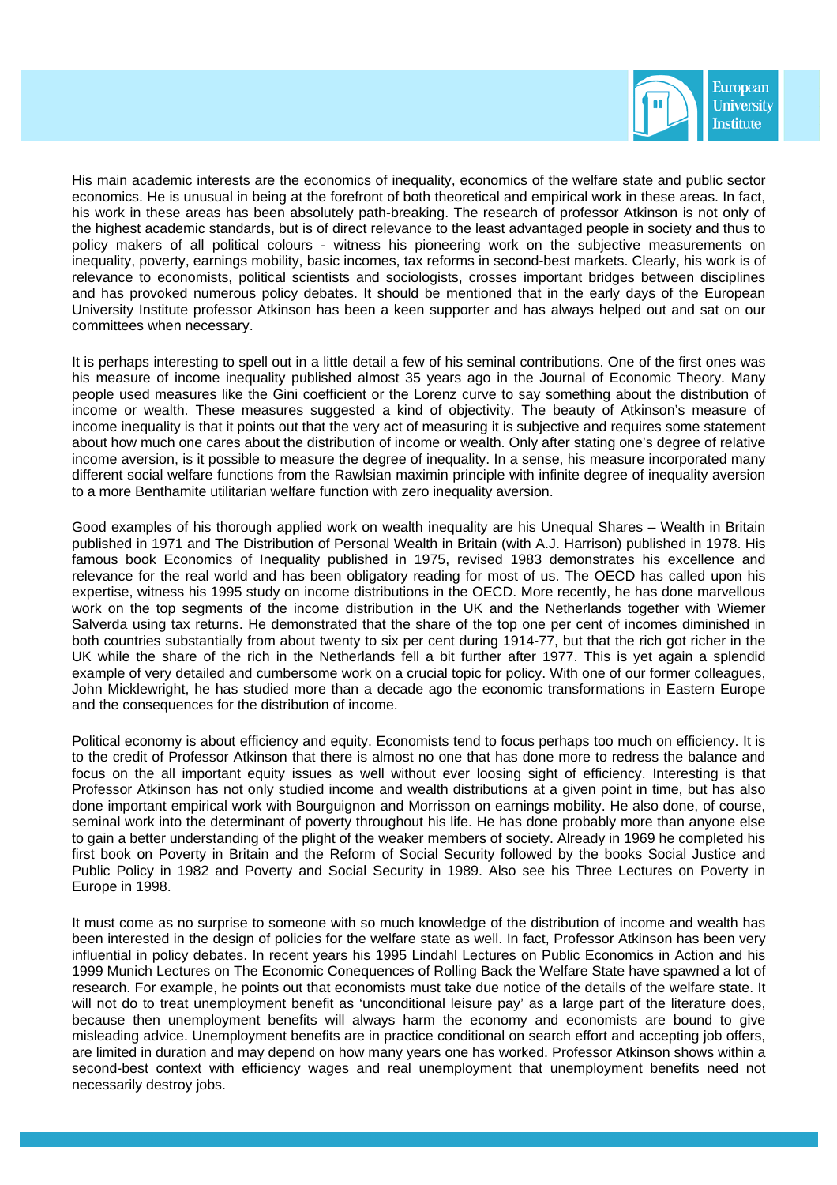His main academic interests are the economics of inequality, economics of the welfare state and public sector economics. He is unusual in being at the forefront of both theoretical and empirical work in these areas. In fact, his work in these areas has been absolutely path-breaking. The research of professor Atkinson is not only of the highest academic standards, but is of direct relevance to the least advantaged people in society and thus to policy makers of all political colours - witness his pioneering work on the subjective measurements on inequality, poverty, earnings mobility, basic incomes, tax reforms in second-best markets. Clearly, his work is of relevance to economists, political scientists and sociologists, crosses important bridges between disciplines and has provoked numerous policy debates. It should be mentioned that in the early days of the European University Institute professor Atkinson has been a keen supporter and has always helped out and sat on our committees when necessary.

It is perhaps interesting to spell out in a little detail a few of his seminal contributions. One of the first ones was his measure of income inequality published almost 35 years ago in the Journal of Economic Theory. Many people used measures like the Gini coefficient or the Lorenz curve to say something about the distribution of income or wealth. These measures suggested a kind of objectivity. The beauty of Atkinson's measure of income inequality is that it points out that the very act of measuring it is subjective and requires some statement about how much one cares about the distribution of income or wealth. Only after stating one's degree of relative income aversion, is it possible to measure the degree of inequality. In a sense, his measure incorporated many different social welfare functions from the Rawlsian maximin principle with infinite degree of inequality aversion to a more Benthamite utilitarian welfare function with zero inequality aversion.

Good examples of his thorough applied work on wealth inequality are his Unequal Shares – Wealth in Britain published in 1971 and The Distribution of Personal Wealth in Britain (with A.J. Harrison) published in 1978. His famous book Economics of Inequality published in 1975, revised 1983 demonstrates his excellence and relevance for the real world and has been obligatory reading for most of us. The OECD has called upon his expertise, witness his 1995 study on income distributions in the OECD. More recently, he has done marvellous work on the top segments of the income distribution in the UK and the Netherlands together with Wiemer Salverda using tax returns. He demonstrated that the share of the top one per cent of incomes diminished in both countries substantially from about twenty to six per cent during 1914-77, but that the rich got richer in the UK while the share of the rich in the Netherlands fell a bit further after 1977. This is yet again a splendid example of very detailed and cumbersome work on a crucial topic for policy. With one of our former colleagues, John Micklewright, he has studied more than a decade ago the economic transformations in Eastern Europe and the consequences for the distribution of income.

Political economy is about efficiency and equity. Economists tend to focus perhaps too much on efficiency. It is to the credit of Professor Atkinson that there is almost no one that has done more to redress the balance and focus on the all important equity issues as well without ever loosing sight of efficiency. Interesting is that Professor Atkinson has not only studied income and wealth distributions at a given point in time, but has also done important empirical work with Bourguignon and Morrisson on earnings mobility. He also done, of course, seminal work into the determinant of poverty throughout his life. He has done probably more than anyone else to gain a better understanding of the plight of the weaker members of society. Already in 1969 he completed his first book on Poverty in Britain and the Reform of Social Security followed by the books Social Justice and Public Policy in 1982 and Poverty and Social Security in 1989. Also see his Three Lectures on Poverty in Europe in 1998.

It must come as no surprise to someone with so much knowledge of the distribution of income and wealth has been interested in the design of policies for the welfare state as well. In fact, Professor Atkinson has been very influential in policy debates. In recent years his 1995 Lindahl Lectures on Public Economics in Action and his 1999 Munich Lectures on The Economic Conequences of Rolling Back the Welfare State have spawned a lot of research. For example, he points out that economists must take due notice of the details of the welfare state. It will not do to treat unemployment benefit as 'unconditional leisure pay' as a large part of the literature does, because then unemployment benefits will always harm the economy and economists are bound to give misleading advice. Unemployment benefits are in practice conditional on search effort and accepting job offers, are limited in duration and may depend on how many years one has worked. Professor Atkinson shows within a second-best context with efficiency wages and real unemployment that unemployment benefits need not necessarily destroy jobs.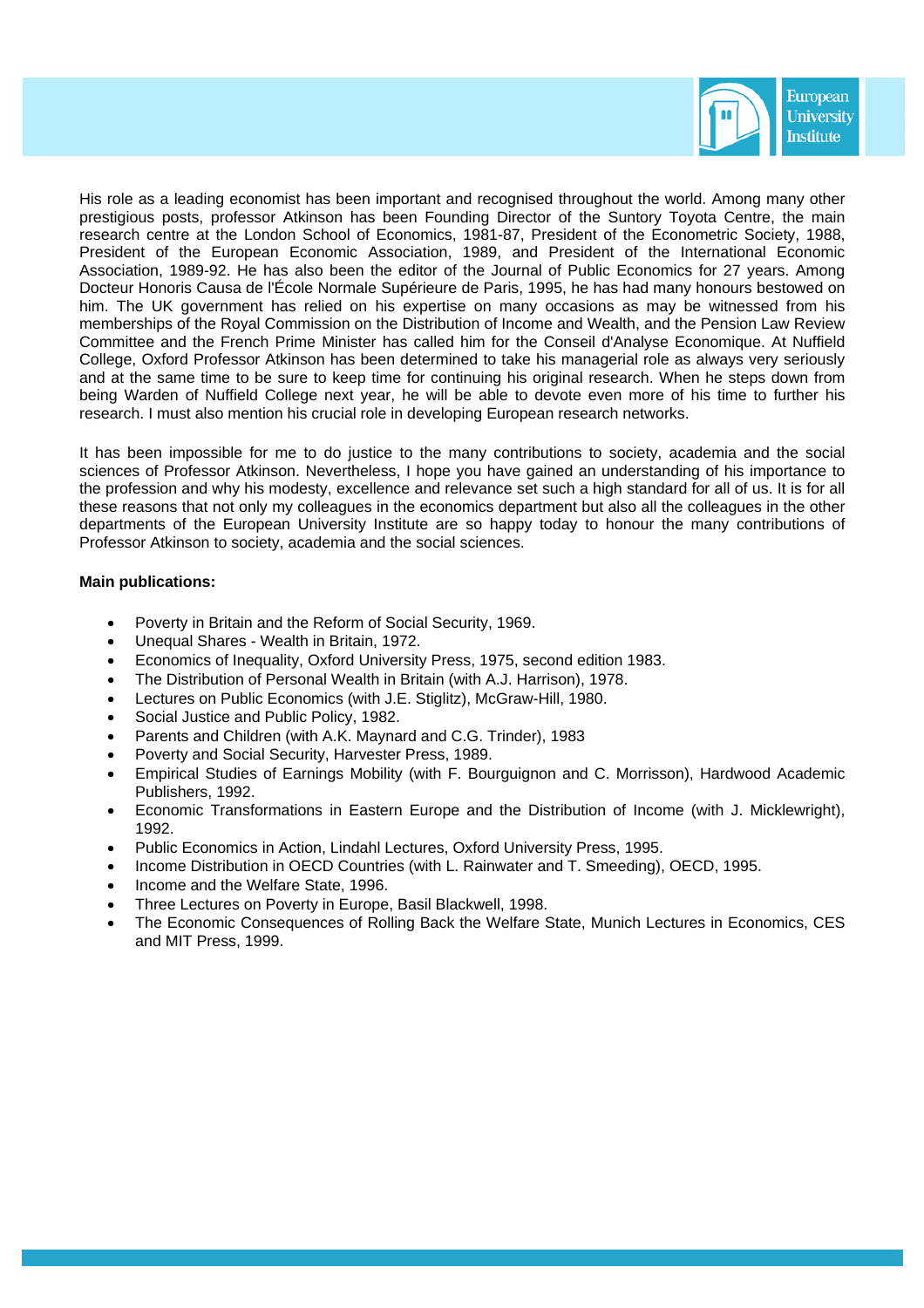His role as a leading economist has been important and recognised throughout the world. Among many other prestigious posts, professor Atkinson has been Founding Director of the Suntory Toyota Centre, the main research centre at the London School of Economics, 1981-87, President of the Econometric Society, 1988, President of the European Economic Association, 1989, and President of the International Economic Association, 1989-92. He has also been the editor of the Journal of Public Economics for 27 years. Among Docteur Honoris Causa de l'École Normale Supérieure de Paris, 1995, he has had many honours bestowed on him. The UK government has relied on his expertise on many occasions as may be witnessed from his memberships of the Royal Commission on the Distribution of Income and Wealth, and the Pension Law Review Committee and the French Prime Minister has called him for the Conseil d'Analyse Economique. At Nuffield College, Oxford Professor Atkinson has been determined to take his managerial role as always very seriously and at the same time to be sure to keep time for continuing his original research. When he steps down from being Warden of Nuffield College next year, he will be able to devote even more of his time to further his research. I must also mention his crucial role in developing European research networks.

It has been impossible for me to do justice to the many contributions to society, academia and the social sciences of Professor Atkinson. Nevertheless, I hope you have gained an understanding of his importance to the profession and why his modesty, excellence and relevance set such a high standard for all of us. It is for all these reasons that not only my colleagues in the economics department but also all the colleagues in the other departments of the European University Institute are so happy today to honour the many contributions of Professor Atkinson to society, academia and the social sciences.

**Main publications:**

- Poverty in Britain and the Reform of Social Security, 1969.
- Unequal Shares - Wealth in Britain, 1972.
- Economics of Inequality, Oxford University Press, 1975, second edition 1983.
- The Distribution of Personal Wealth in Britain (with A.J. Harrison), 1978.
- Lectures on Public Economics (with J.E. Stiglitz), McGraw-Hill, 1980.
- Social Justice and Public Policy, 1982.
- Parents and Children (with A.K. Maynard and C.G. Trinder), 1983
- Poverty and Social Security, Harvester Press, 1989.
- Empirical Studies of Earnings Mobility (with F. Bourguignon and C. Morrisson), Hardwood Academic Publishers, 1992.
- Economic Transformations in Eastern Europe and the Distribution of Income (with J. Micklewright), 1992.
- Public Economics in Action, Lindahl Lectures, Oxford University Press, 1995.
- Income Distribution in OECD Countries (with L. Rainwater and T. Smeeding), OECD, 1995.
- Income and the Welfare State, 1996.
- Three Lectures on Poverty in Europe, Basil Blackwell, 1998.
- The Economic Consequences of Rolling Back the Welfare State, Munich Lectures in Economics, CES and MIT Press, 1999.